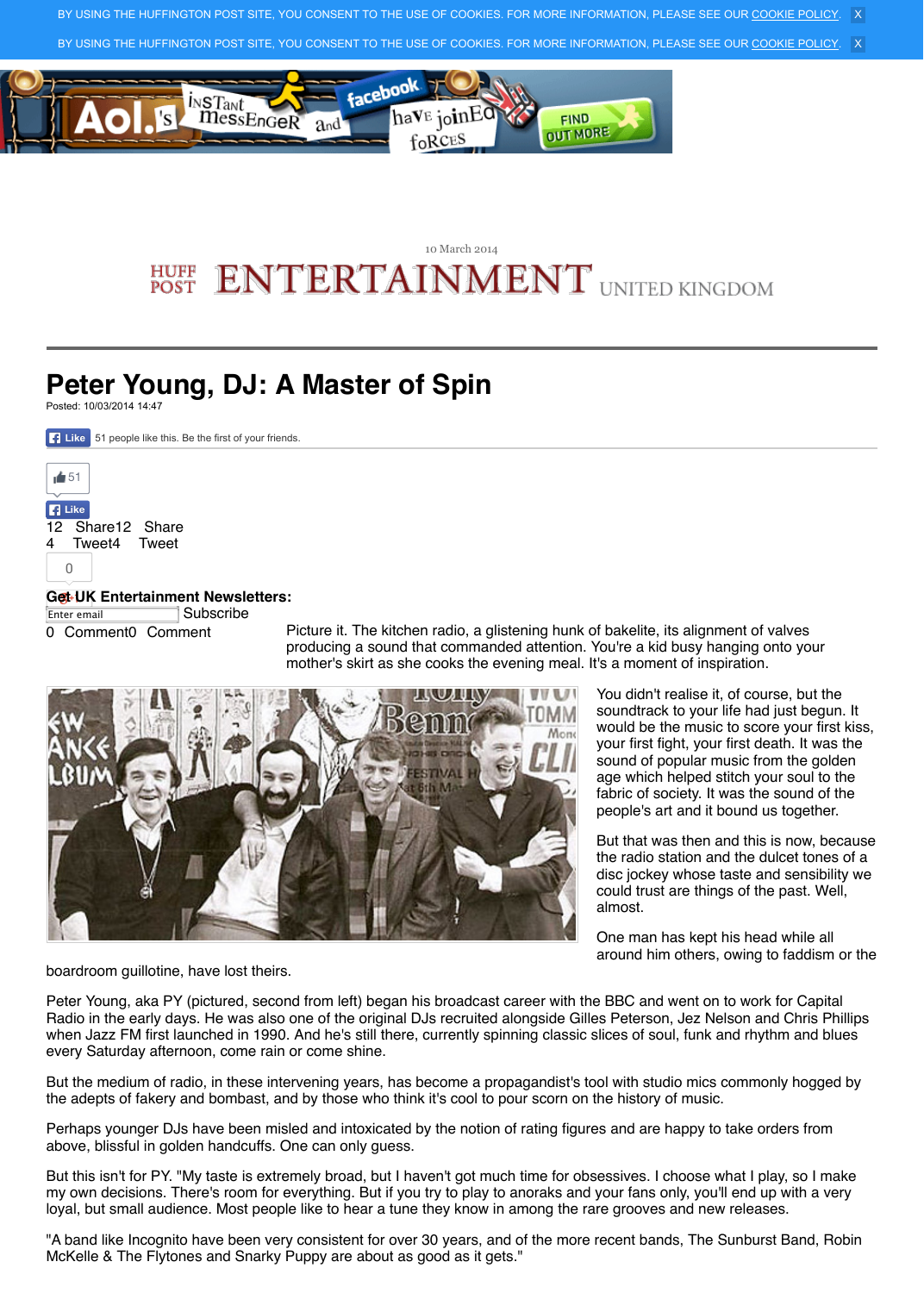BY USING THE HUFFINGTON POST SITE, YOU CONSENT TO THE USE OF COOKIES. FOR MORE INFORMATION, PLEASE SEE OUR COOKIE POLICY. X

BY USING THE HUFFINGTON POST SITE, YOU CONSENT TO THE USE OF COOKIES. FOR MORE INFORMATION, PLEASE SEE OUR COOKIE POLICY. X

10 March 2014

HUFF POST ENTERTAINMENT UNITED KINGDOM

# Peter Young, DJ: A Master of Spin

Posted: 10/03/2014 14:47

Like 51 people like this. Be the first of your friends.

51

Like

12 Share12 Share

4 Tweet4 Tweet

0

**Get UK Entertainment Newsletters:**

Enter email Subscribe

0 Comment0 Comment

Picture it. The kitchen radio, a glistening hunk of bakelite, its alignment of valves producing a sound that commanded attention. You're a kid busy hanging onto your mother's skirt as she cooks the evening meal. It's a moment of inspiration.

You didn't realise it, of course, but the soundtrack to your life had just begun. It would be the music to score your first kiss, your first fight, your first death. It was the sound of popular music from the golden age which helped stitch your soul to the fabric of society. It was the sound of the people's art and it bound us together.

But that was then and this is now, because the radio station and the dulcet tones of a disc jockey whose taste and sensibility we could trust are things of the past. Well, almost.

One man has kept his head while all around him others, owing to faddism or the boardroom guillotine, have lost theirs.

Peter Young, aka PY (pictured, second from left) began his broadcast career with the BBC and went on to work for Capital Radio in the early days. He was also one of the original DJs recruited alongside Gilles Peterson, Jez Nelson and Chris Phillips when Jazz FM first launched in 1990. And he's still there, currently spinning classic slices of soul, funk and rhythm and blues every Saturday afternoon, come rain or come shine.

But the medium of radio, in these intervening years, has become a propagandist's tool with studio mics commonly hogged by the adepts of fakery and bombast, and by those who think it's cool to pour scorn on the history of music.

Perhaps younger DJs have been misled and intoxicated by the notion of rating figures and are happy to take orders from above, blissful in golden handcuffs. One can only guess.

But this isn't for PY. "My taste is extremely broad, but I haven't got much time for obsessives. I choose what I play, so I make my own decisions. There's room for everything. But if you try to play to anoraks and your fans only, you'll end up with a very loyal, but small audience. Most people like to hear a tune they know in among the rare grooves and new releases.

"A band like Incognito have been very consistent for over 30 years, and of the more recent bands, The Sunburst Band, Robin McKelle & The Flytones and Snarky Puppy are about as good as it gets."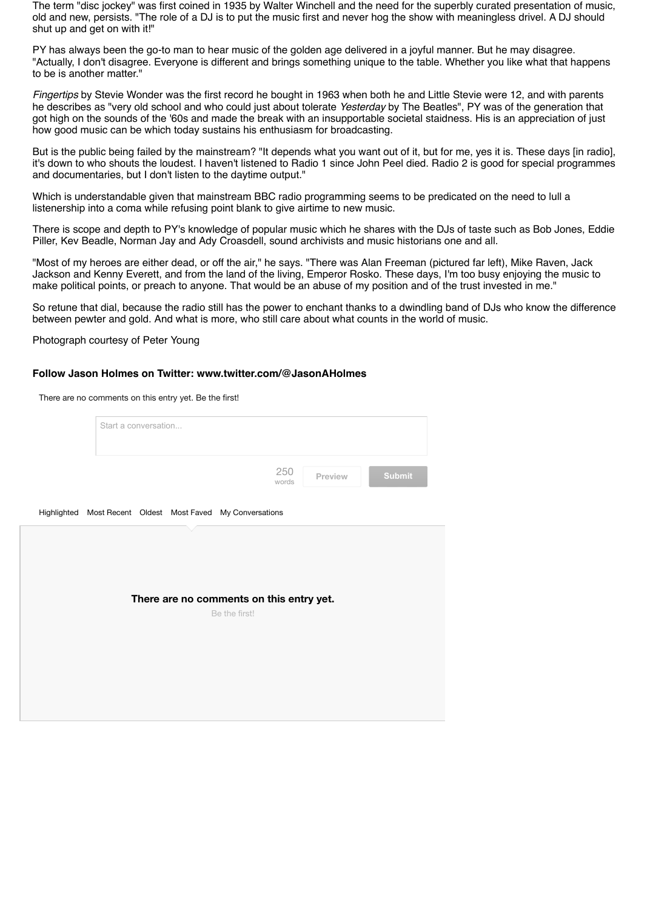The term "disc jockey" was first coined in 1935 by Walter Winchell and the need for the superbly curated presentation of music, old and new, persists. "The role of a DJ is to put the music first and never hog the show with meaningless drivel. A DJ should shut up and get on with it!"

PY has always been the go-to man to hear music of the golden age delivered in a joyful manner. But he may disagree. "Actually, I don't disagree. Everyone is different and brings something unique to the table. Whether you like what that happens to be is another matter."

*Fingertips* by Stevie Wonder was the first record he bought in 1963 when both he and Little Stevie were 12, and with parents he describes as "very old school and who could just about tolerate *Yesterday* by The Beatles", PY was of the generation that got high on the sounds of the '60s and made the break with an insupportable societal staidness. His is an appreciation of just how good music can be which today sustains his enthusiasm for broadcasting.

But is the public being failed by the mainstream? "It depends what you want out of it, but for me, yes it is. These days [in radio], it's down to who shouts the loudest. I haven't listened to Radio 1 since John Peel died. Radio 2 is good for special programmes and documentaries, but I don't listen to the daytime output."

Which is understandable given that mainstream BBC radio programming seems to be predicated on the need to lull a listenership into a coma while refusing point blank to give airtime to new music.

There is scope and depth to PY's knowledge of popular music which he shares with the DJs of taste such as Bob Jones, Eddie Piller, Kev Beadle, Norman Jay and Ady Croasdell, sound archivists and music historians one and all.

"Most of my heroes are either dead, or off the air," he says. "There was Alan Freeman (pictured far left), Mike Raven, Jack Jackson and Kenny Everett, and from the land of the living, Emperor Rosko. These days, I'm too busy enjoying the music to make political points, or preach to anyone. That would be an abuse of my position and of the trust invested in me."

So retune that dial, because the radio still has the power to enchant thanks to a dwindling band of DJs who know the difference between pewter and gold. And what is more, who still care about what counts in the world of music.

Photograph courtesy of Peter Young

**Follow Jason Holmes on Twitter: www.twitter.com/@JasonAHolmes**

There are no comments on this entry yet. Be the first!

Start a conversation...

250 words Preview Submit

Highlighted Most Recent Oldest Most Faved My Conversations

**There are no comments on this entry yet.**

Be the first!